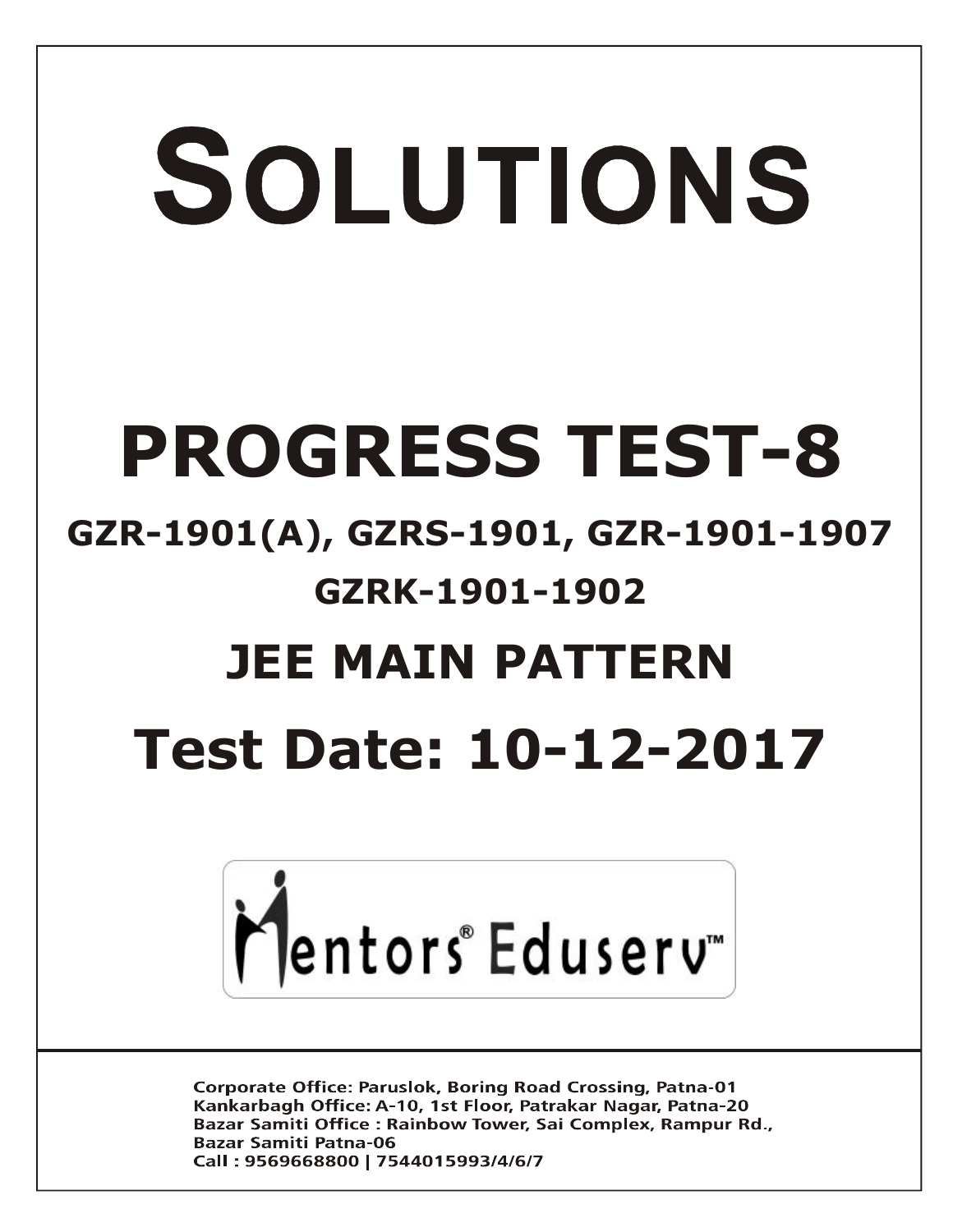# SOLUTIONS

# PROGRESS TEST-8

## GZR-1901(A), GZRS-1901, GZR-1901-1907

## GZRK-1901-1902

## JEE MAIN PATTERN

## Test Date: 10-12-2017

Mentors® Eduserv™

**Corporate Office: Paruslok, Boring Road Crossing, Patna-01**
**Kankarbagh Office: A-10, 1st Floor, Patrakar Nagar, Patna-20**
**Bazar Samiti Office : Rainbow Tower, Sai Complex, Rampur Rd., Bazar Samiti Patna-06**
**Call : 9569668800 | 7544015993/4/6/7**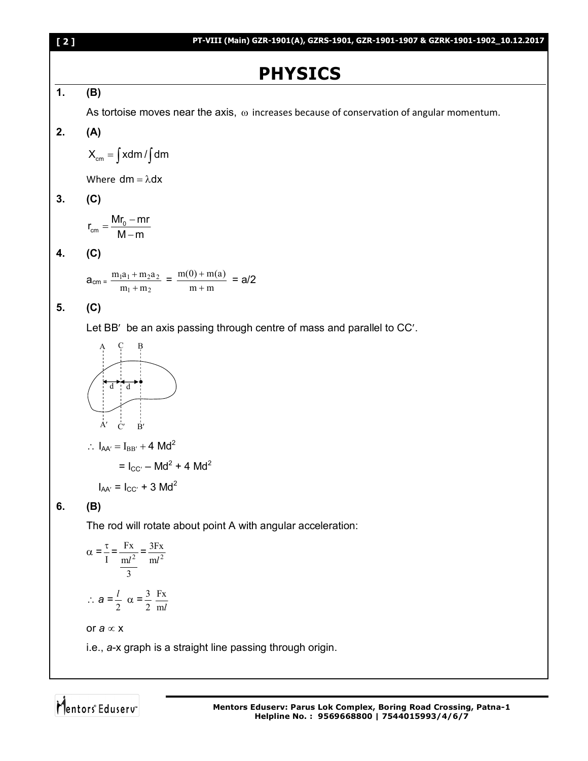# PHYSICS

**1. (B)**

As tortoise moves near the axis, $\omega$ increases because of conservation of angular momentum.

**2. (A)**

$$X_{cm} = \int x dm / \int dm$$

Where $dm = \lambda dx$

**3. (C)**

$$r_{cm} = \frac{Mr_0 - mr}{M - m}$$

**4. (C)**

$$a_{cm} = \frac{m_1 a_1 + m_2 a_2}{m_1 + m_2} = \frac{m(0) + m(a)}{m + m} = a/2$$

**5. (C)**

Let BB′ be an axis passing through centre of mass and parallel to CC′.

$$\therefore\ I_{AA'} = I_{BB'} + 4\ Md^2$$

$$= I_{CC'} - Md^2 + 4\ Md^2$$

$$I_{AA'} = I_{CC'} + 3\ Md^2$$

**6. (B)**

The rod will rotate about point A with angular acceleration:

$$\alpha = \frac{\tau}{I} = \frac{Fx}{\frac{ml^2}{3}} = \frac{3Fx}{ml^2}$$

$$\therefore\ a = \frac{l}{2}\ \alpha = \frac{3}{2}\ \frac{Fx}{ml}$$

or $a \propto x$

i.e., $a$-x graph is a straight line passing through origin.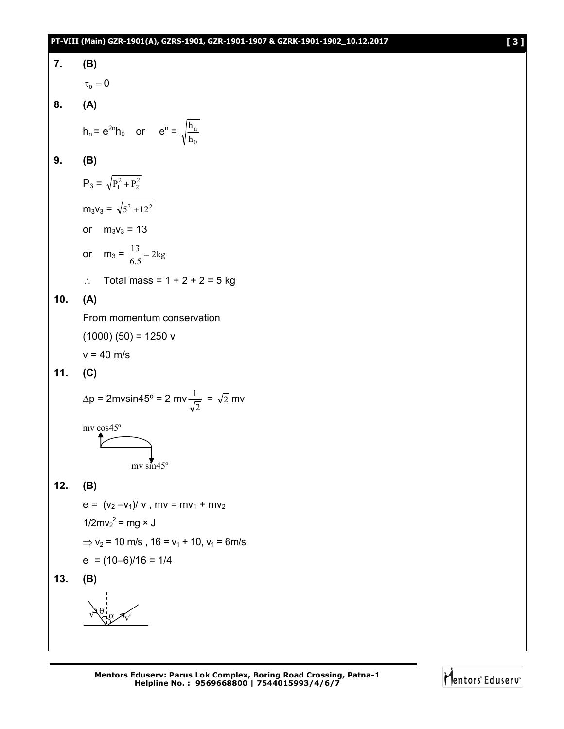**7.** **(B)**

$\tau_0 = 0$

**8.** **(A)**

$h_n = e^{2n}h_0$ or $e^n = \sqrt{\frac{h_n}{h_0}}$

**9.** **(B)**

$P_3 = \sqrt{P_1^2 + P_2^2}$

$m_3v_3 = \sqrt{5^2 + 12^2}$

or $m_3v_3 = 13$

or $m_3 = \frac{13}{6.5} = 2\text{kg}$

$\therefore$ Total mass = 1 + 2 + 2 = 5 kg

**10.** **(A)**

From momentum conservation

(1000) (50) = 1250 v

v = 40 m/s

**11.** **(C)**

$\Delta p = 2mv\sin 45^\circ = 2\,mv\frac{1}{\sqrt{2}} = \sqrt{2}\,mv$

mv cos45º

mv sin45º

**12.** **(B)**

$e = (v_2 - v_1)/v$ , $mv = mv_1 + mv_2$

$1/2mv_2^2 = mg \times J$

$\Rightarrow v_2 = 10$ m/s , $16 = v_1 + 10$, $v_1 = 6$m/s

$e = (10–6)/16 = 1/4$

**13.** **(B)**

v θ α v'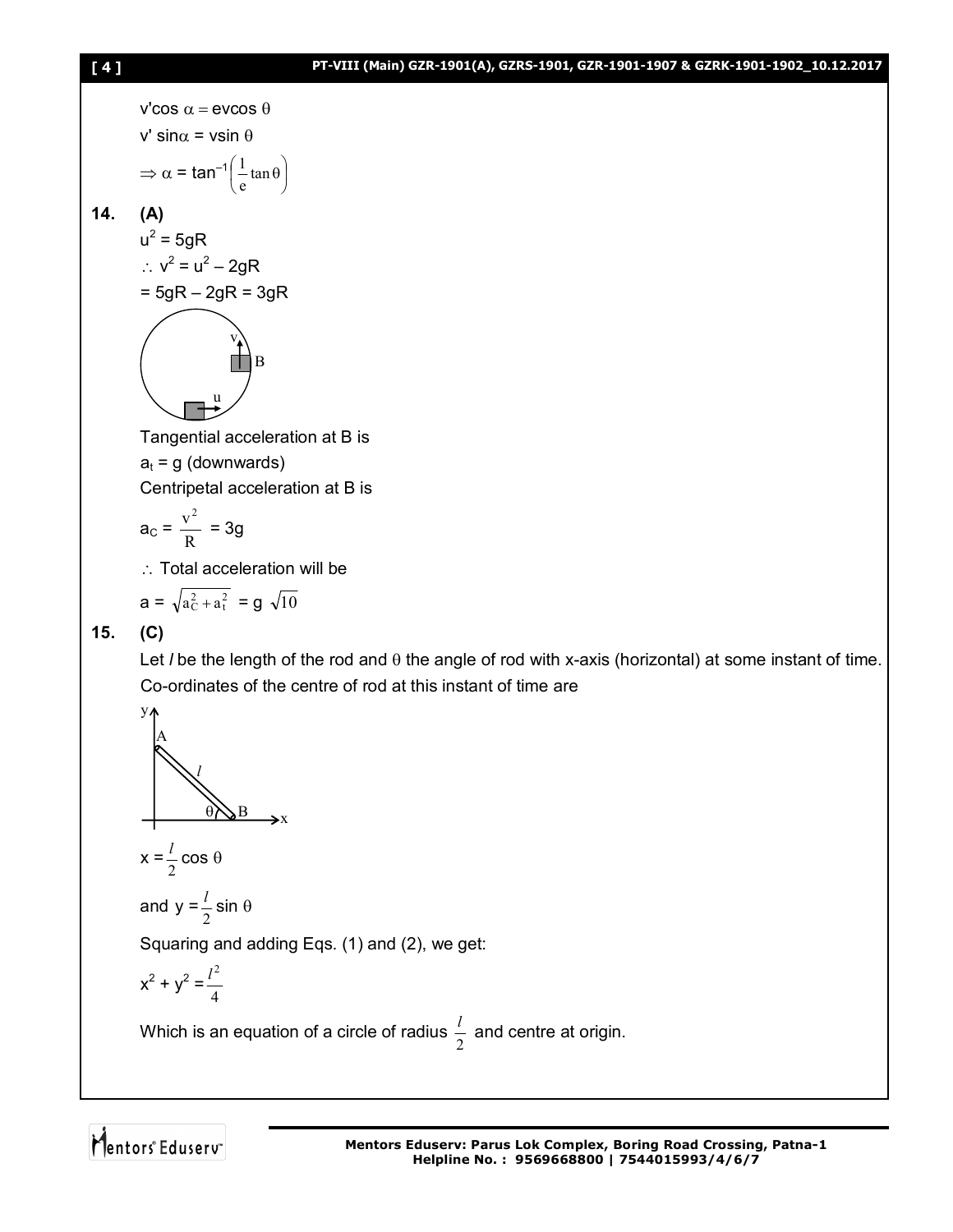$v'\cos\alpha = e v\cos\theta$

$v'\sin\alpha = v\sin\theta$

$\Rightarrow \alpha = \tan^{-1}\left(\frac{1}{e}\tan\theta\right)$

**14. (A)**

$u^2 = 5gR$

$\therefore\ v^2 = u^2 - 2gR$

$= 5gR - 2gR = 3gR$

Tangential acceleration at B is

$a_t = g$ (downwards)

Centripetal acceleration at B is

$a_C = \frac{v^2}{R} = 3g$

$\therefore$ Total acceleration will be

$a = \sqrt{a_C^2 + a_t^2} = g\sqrt{10}$

**15. (C)**

Let $l$ be the length of the rod and $\theta$ the angle of rod with x-axis (horizontal) at some instant of time. Co-ordinates of the centre of rod at this instant of time are

$x = \frac{l}{2}\cos\theta$

and $y = \frac{l}{2}\sin\theta$

Squaring and adding Eqs. (1) and (2), we get:

$x^2 + y^2 = \frac{l^2}{4}$

Which is an equation of a circle of radius $\frac{l}{2}$ and centre at origin.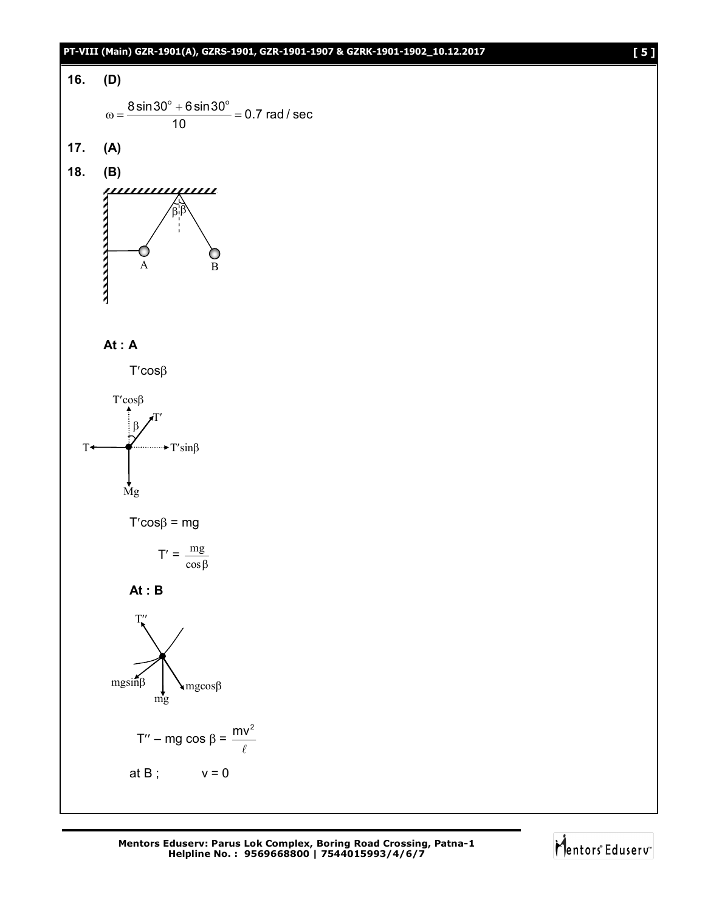**16. (D)**

$$\omega = \frac{8\sin 30^\circ + 6\sin 30^\circ}{10} = 0.7 \text{ rad / sec}$$

**17. (A)**

**18. (B)**

**At : A**

$T'\cos\beta$

$T'\cos\beta = mg$

$$T' = \frac{mg}{\cos\beta}$$

**At : B**

$$T'' - mg\cos\beta = \frac{mv^2}{\ell}$$

at B ; $v = 0$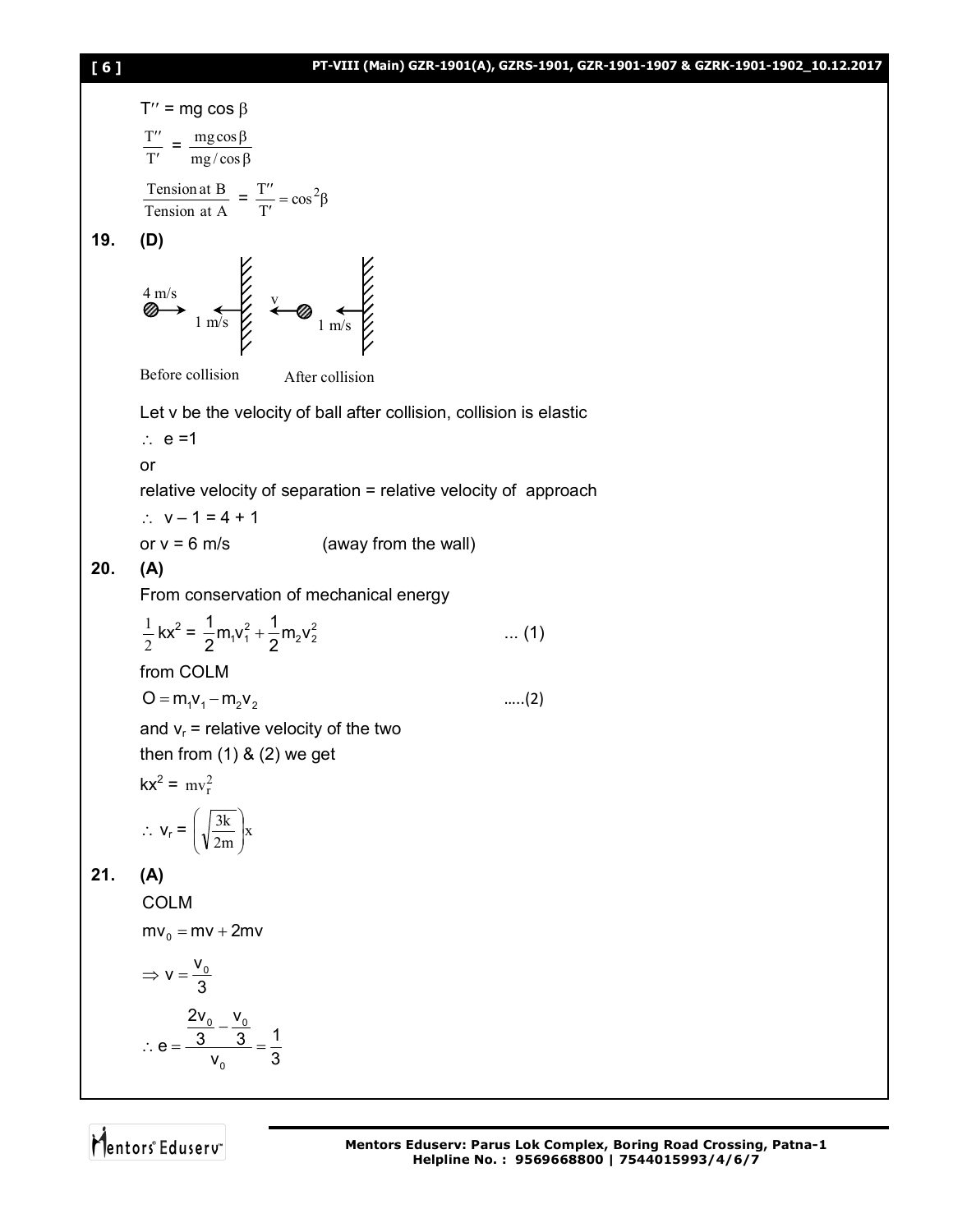$T'' = mg\cos\beta$

$$\frac{T''}{T'} = \frac{mg\cos\beta}{mg/\cos\beta}$$

$$\frac{\text{Tension at B}}{\text{Tension at A}} = \frac{T''}{T'} = \cos^2\beta$$

**19.** **(D)**

4 m/s → 1 m/s (wall) ; v ← 1 m/s (wall)

Before collision &nbsp;&nbsp;&nbsp;&nbsp; After collision

Let v be the velocity of ball after collision, collision is elastic

$\therefore\ e = 1$

or

relative velocity of separation = relative velocity of approach

$\therefore\ v - 1 = 4 + 1$

or $v = 6$ m/s &nbsp;&nbsp;&nbsp;&nbsp;&nbsp;&nbsp;&nbsp;&nbsp; (away from the wall)

**20.** **(A)**

From conservation of mechanical energy

$$\frac{1}{2}kx^2 = \frac{1}{2}m_1v_1^2 + \frac{1}{2}m_2v_2^2 \quad \text{... (1)}$$

from COLM

$$O = m_1v_1 - m_2v_2 \quad \text{.....(2)}$$

and $v_r$ = relative velocity of the two

then from (1) & (2) we get

$kx^2 = mv_r^2$

$$\therefore\ v_r = \left(\sqrt{\frac{3k}{2m}}\right)x$$

**21.** **(A)**

COLM

$mv_0 = mv + 2mv$

$$\Rightarrow v = \frac{v_0}{3}$$

$$\therefore\ e = \frac{\frac{2v_0}{3} - \frac{v_0}{3}}{v_0} = \frac{1}{3}$$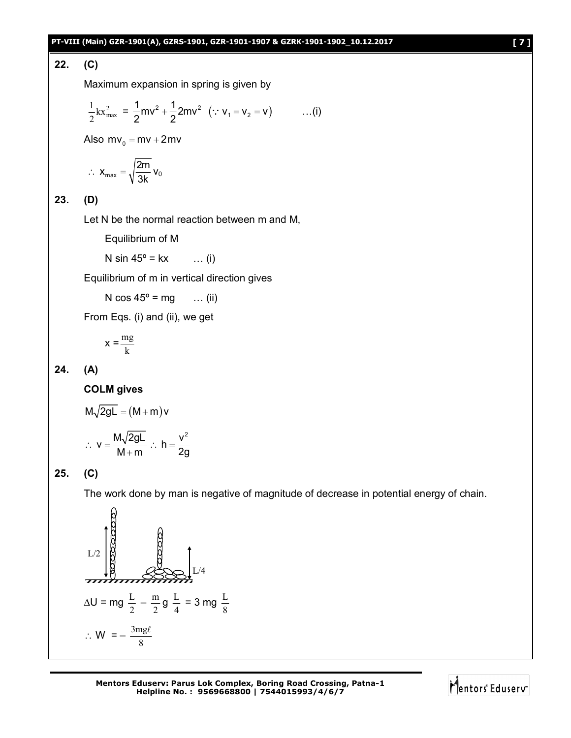**22. (C)**

Maximum expansion in spring is given by

$$\frac{1}{2}kx_{max}^2 = \frac{1}{2}mv^2 + \frac{1}{2}2mv^2 \quad (\because v_1 = v_2 = v) \qquad \ldots(i)$$

Also $mv_0 = mv + 2mv$

$$\therefore\ x_{max} = \sqrt{\frac{2m}{3k}}\,v_0$$

**23. (D)**

Let N be the normal reaction between m and M,

Equilibrium of M

N sin 45º = kx … (i)

Equilibrium of m in vertical direction gives

N cos 45º = mg … (ii)

From Eqs. (i) and (ii), we get

$$x = \frac{mg}{k}$$

**24. (A)**

**COLM gives**

$$M\sqrt{2gL} = (M+m)v$$

$$\therefore\ v = \frac{M\sqrt{2gL}}{M+m}\ \therefore\ h = \frac{v^2}{2g}$$

**25. (C)**

The work done by man is negative of magnitude of decrease in potential energy of chain.

L/2 L/4

$$\Delta U = mg\,\frac{L}{2} - \frac{m}{2}g\,\frac{L}{4} = 3\,mg\,\frac{L}{8}$$

$$\therefore\ W = -\frac{3mg\ell}{8}$$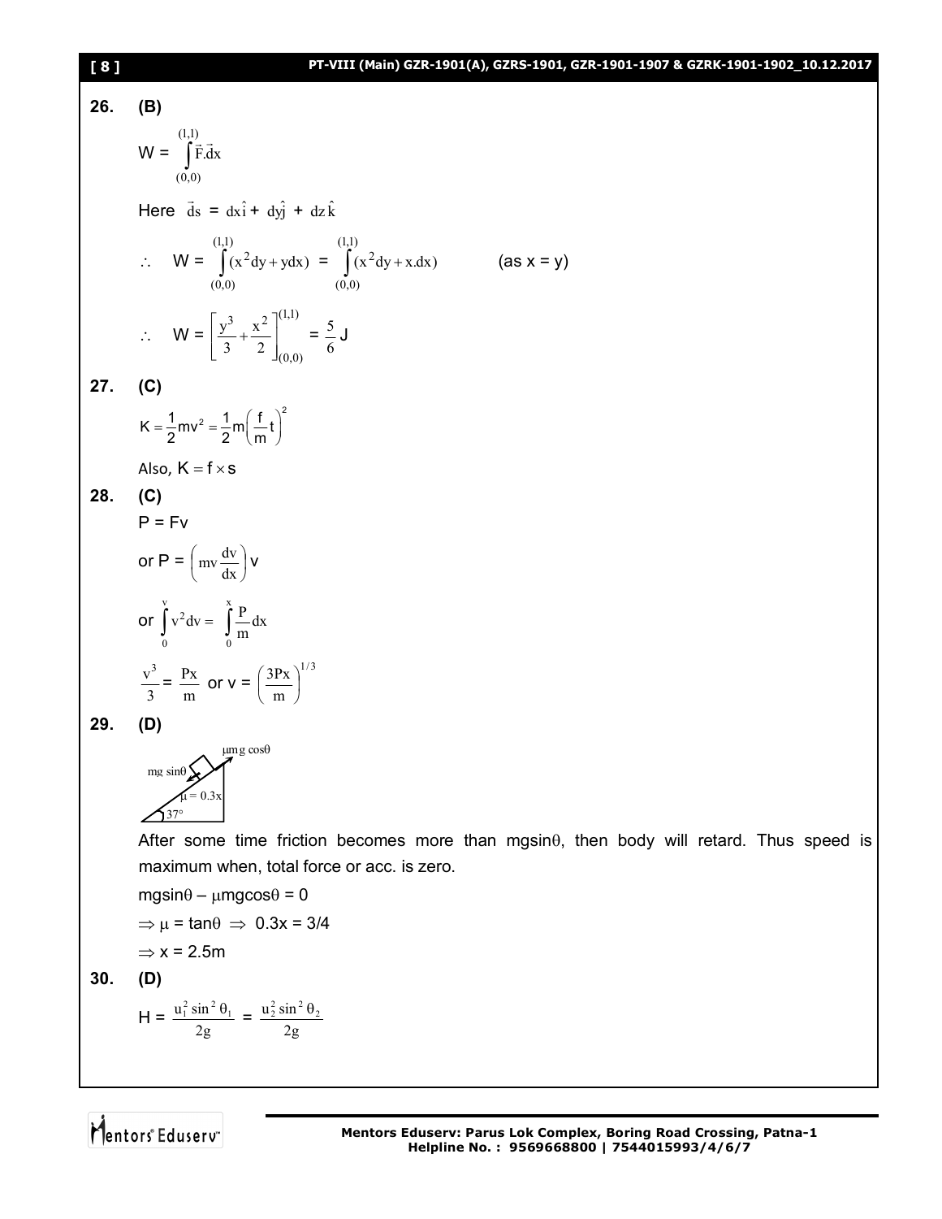**26.** **(B)**

$$W = \int_{(0,0)}^{(1,1)} \vec{F}.\vec{d}x$$

Here $\vec{d}s = dx\hat{i} + dy\hat{j} + dz\hat{k}$

$$\therefore \quad W = \int_{(0,0)}^{(1,1)} (x^2dy + ydx) = \int_{(0,0)}^{(1,1)} (x^2dy + x.dx) \qquad \text{(as x = y)}$$

$$\therefore \quad W = \left[\frac{y^3}{3} + \frac{x^2}{2}\right]_{(0,0)}^{(1,1)} = \frac{5}{6}\,\text{J}$$

**27.** **(C)**

$$K = \frac{1}{2}mv^2 = \frac{1}{2}m\left(\frac{f}{m}t\right)^2$$

Also, $K = f \times s$

**28.** **(C)**

$P = Fv$

or $P = \left(mv\frac{dv}{dx}\right)v$

or $\int_0^v v^2 dv = \int_0^x \frac{P}{m}dx$

$\frac{v^3}{3} = \frac{Px}{m}$ or $v = \left(\frac{3Px}{m}\right)^{1/3}$

**29.** **(D)**

After some time friction becomes more than $mg\sin\theta$, then body will retard. Thus speed is maximum when, total force or acc. is zero.

$mg\sin\theta - \mu mg\cos\theta = 0$

$\Rightarrow \mu = \tan\theta \Rightarrow 0.3x = 3/4$

$\Rightarrow x = 2.5\text{m}$

**30.** **(D)**

$$H = \frac{u_1^2 \sin^2\theta_1}{2g} = \frac{u_2^2 \sin^2\theta_2}{2g}$$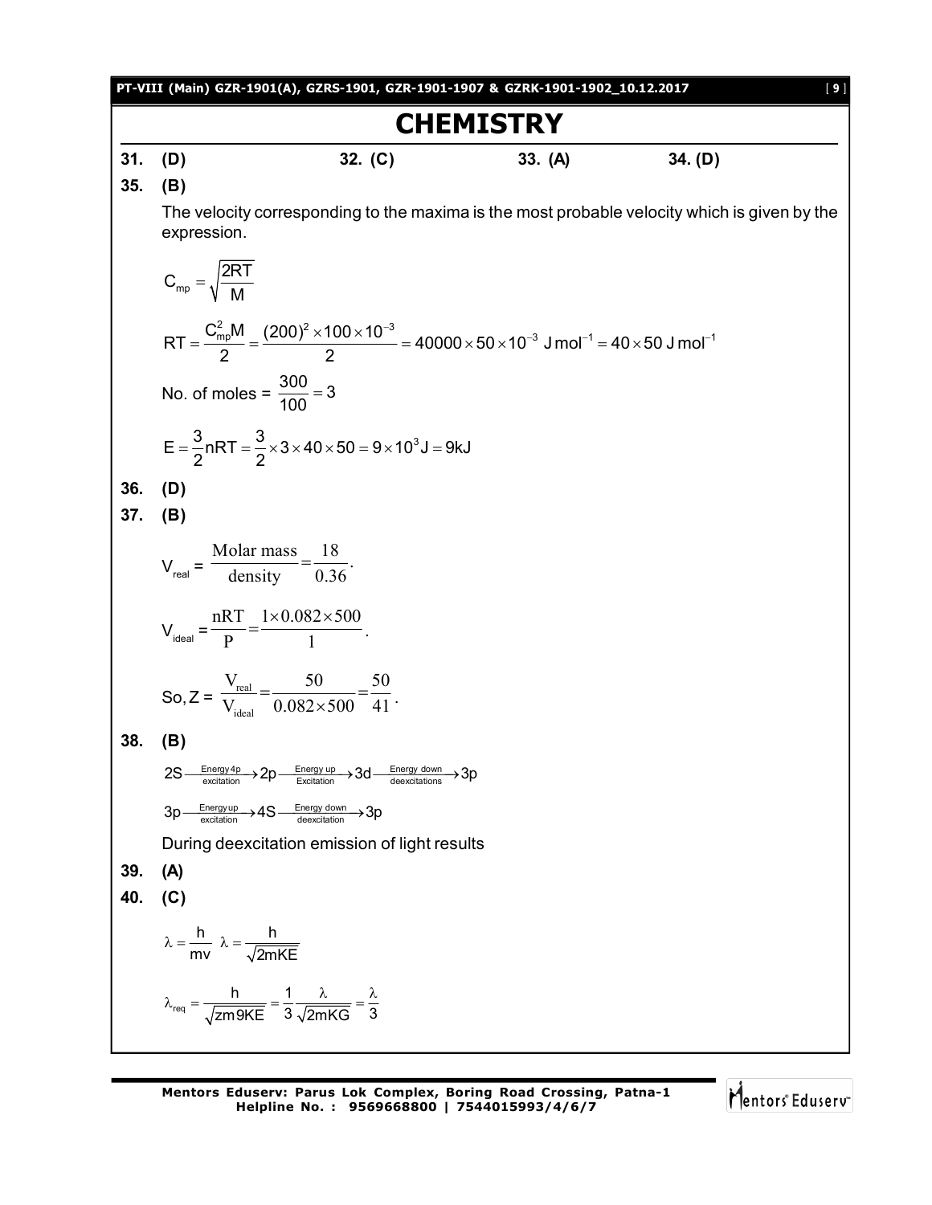# CHEMISTRY

**31.** (D) **32.** (C) **33.** (A) **34.** (D)

**35.** (B)

The velocity corresponding to the maxima is the most probable velocity which is given by the expression.

$$C_{mp} = \sqrt{\frac{2RT}{M}}$$

$$RT = \frac{C_{mp}^2 M}{2} = \frac{(200)^2 \times 100 \times 10^{-3}}{2} = 40000 \times 50 \times 10^{-3}\ \text{J mol}^{-1} = 40 \times 50\ \text{J mol}^{-1}$$

No. of moles = $\frac{300}{100} = 3$

$$E = \frac{3}{2}nRT = \frac{3}{2} \times 3 \times 40 \times 50 = 9 \times 10^3\,\text{J} = 9\text{kJ}$$

**36.** (D)

**37.** (B)

$V_{real} = \frac{\text{Molar mass}}{\text{density}} = \frac{18}{0.36}$.

$V_{ideal} = \frac{nRT}{P} = \frac{1 \times 0.082 \times 500}{1}$.

So, $Z = \frac{V_{real}}{V_{ideal}} = \frac{50}{0.082 \times 500} = \frac{50}{41}$.

**38.** (B)

$$2S \xrightarrow[\text{excitation}]{\text{Energy 4p}} 2p \xrightarrow[\text{Excitation}]{\text{Energy up}} 3d \xrightarrow[\text{deexcitations}]{\text{Energy down}} 3p$$

$$3p \xrightarrow[\text{excitation}]{\text{Energy up}} 4S \xrightarrow[\text{deexcitation}]{\text{Energy down}} 3p$$

During deexcitation emission of light results

**39.** (A)

**40.** (C)

$$\lambda = \frac{h}{mv} \quad \lambda = \frac{h}{\sqrt{2mKE}}$$

$$\lambda_{req} = \frac{h}{\sqrt{zm9KE}} = \frac{1}{3}\frac{\lambda}{\sqrt{2mKG}} = \frac{\lambda}{3}$$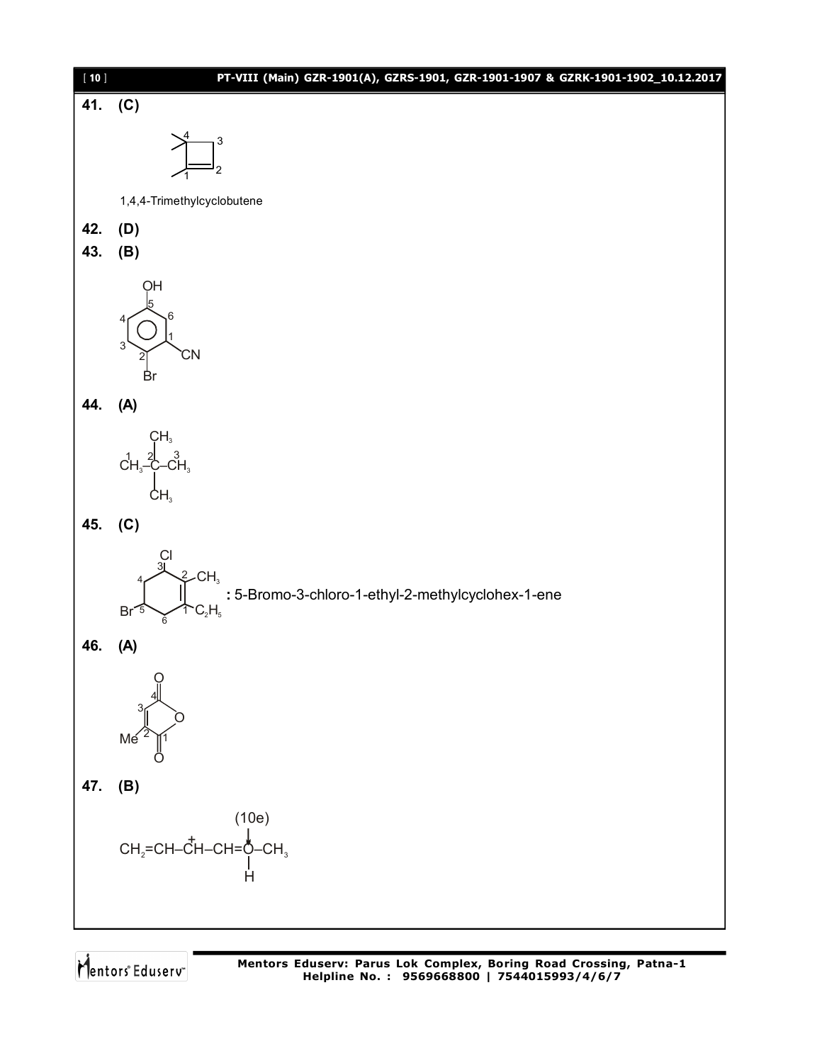**41. (C)**

1,4,4-Trimethylcyclobutene

**42. (D)**

**43. (B)**

OH, CN, Br

**44. (A)**

$\overset{1}{C}H_3-\overset{2}{C}(CH_3)_2-\overset{3}{C}H_3$

**45. (C)**

**:** 5-Bromo-3-chloro-1-ethyl-2-methylcyclohex-1-ene

**46. (A)**

**47. (B)**

(10e)

$CH_2=CH-\overset{+}{C}H-CH=\ddot{O}(H)-CH_3$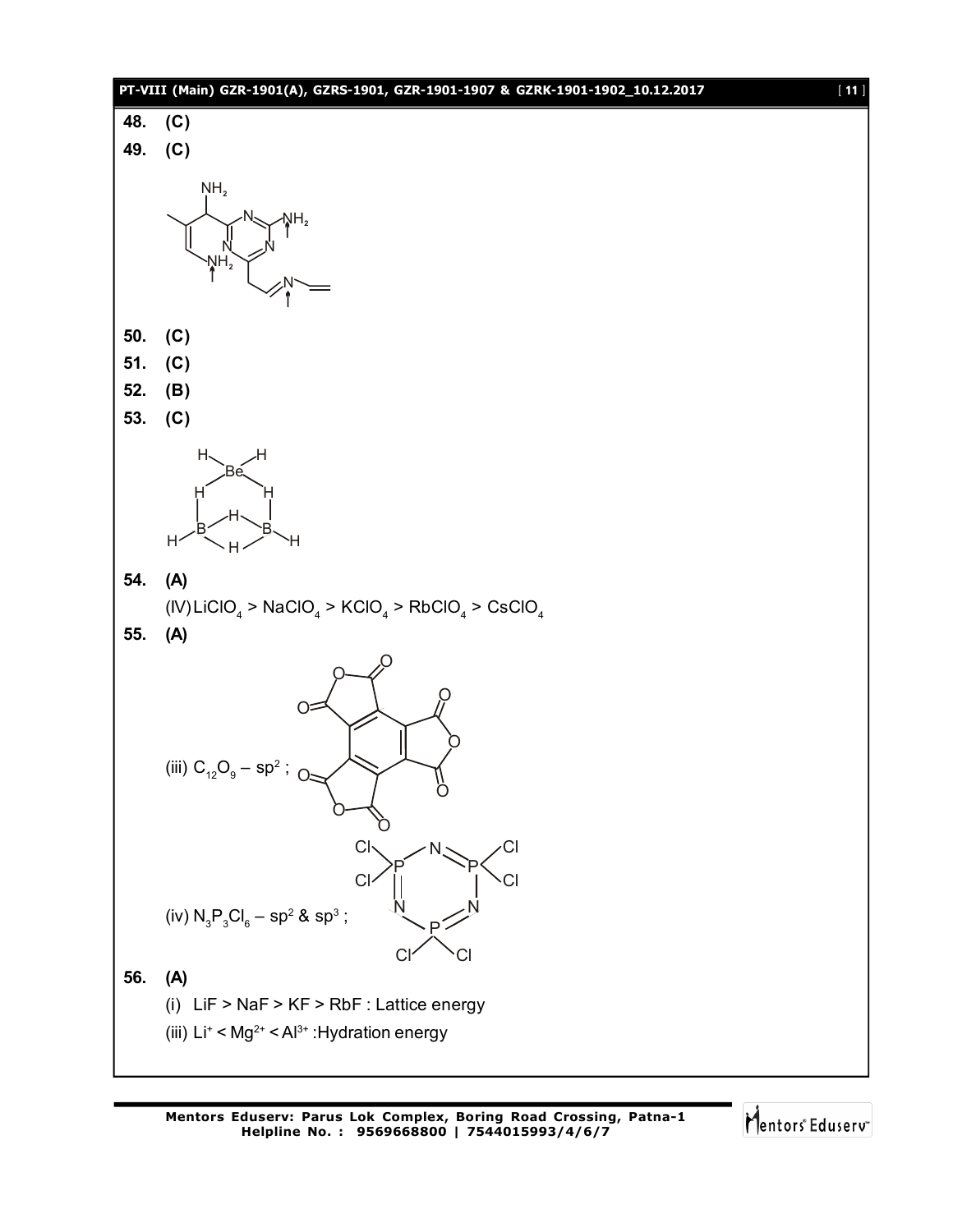**48.** **(C)**

**49.** **(C)**

**50.** **(C)**

**51.** **(C)**

**52.** **(B)**

**53.** **(C)**

**54.** **(A)**

(IV) $LiClO_4 > NaClO_4 > KClO_4 > RbClO_4 > CsClO_4$

**55.** **(A)**

(iii) $C_{12}O_9$ – $sp^2$ ;

(iv) $N_3P_3Cl_6$ – $sp^2$ & $sp^3$ ;

**56.** **(A)**

(i) LiF > NaF > KF > RbF : Lattice energy

(iii) $Li^+ < Mg^{2+} < Al^{3+}$ :Hydration energy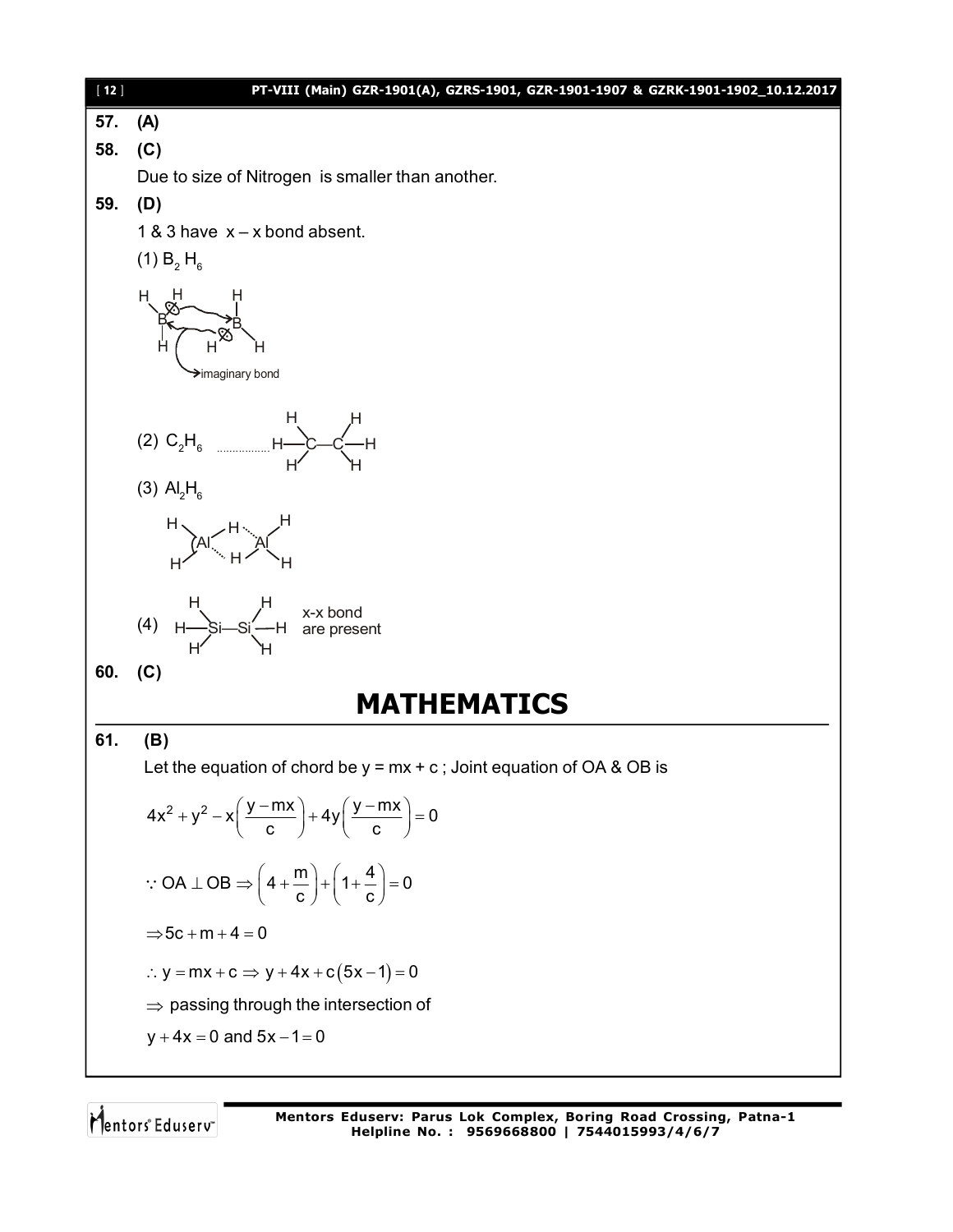**57. (A)**

**58. (C)**

Due to size of Nitrogen is smaller than another.

**59. (D)**

1 & 3 have x – x bond absent.

(1) $B_2H_6$

imaginary bond

(2) $C_2H_6$ ................ H—C—C—H

(3) $Al_2H_6$

(4) H—Si—Si—H x-x bond are present

**60. (C)**

# MATHEMATICS

**61. (B)**

Let the equation of chord be y = mx + c ; Joint equation of OA & OB is

$$4x^2 + y^2 - x\left(\frac{y - mx}{c}\right) + 4y\left(\frac{y - mx}{c}\right) = 0$$

$$\because \text{OA} \perp \text{OB} \Rightarrow \left(4 + \frac{m}{c}\right) + \left(1 + \frac{4}{c}\right) = 0$$

$$\Rightarrow 5c + m + 4 = 0$$

$$\therefore y = mx + c \Rightarrow y + 4x + c(5x - 1) = 0$$

$\Rightarrow$ passing through the intersection of

$y + 4x = 0$ and $5x - 1 = 0$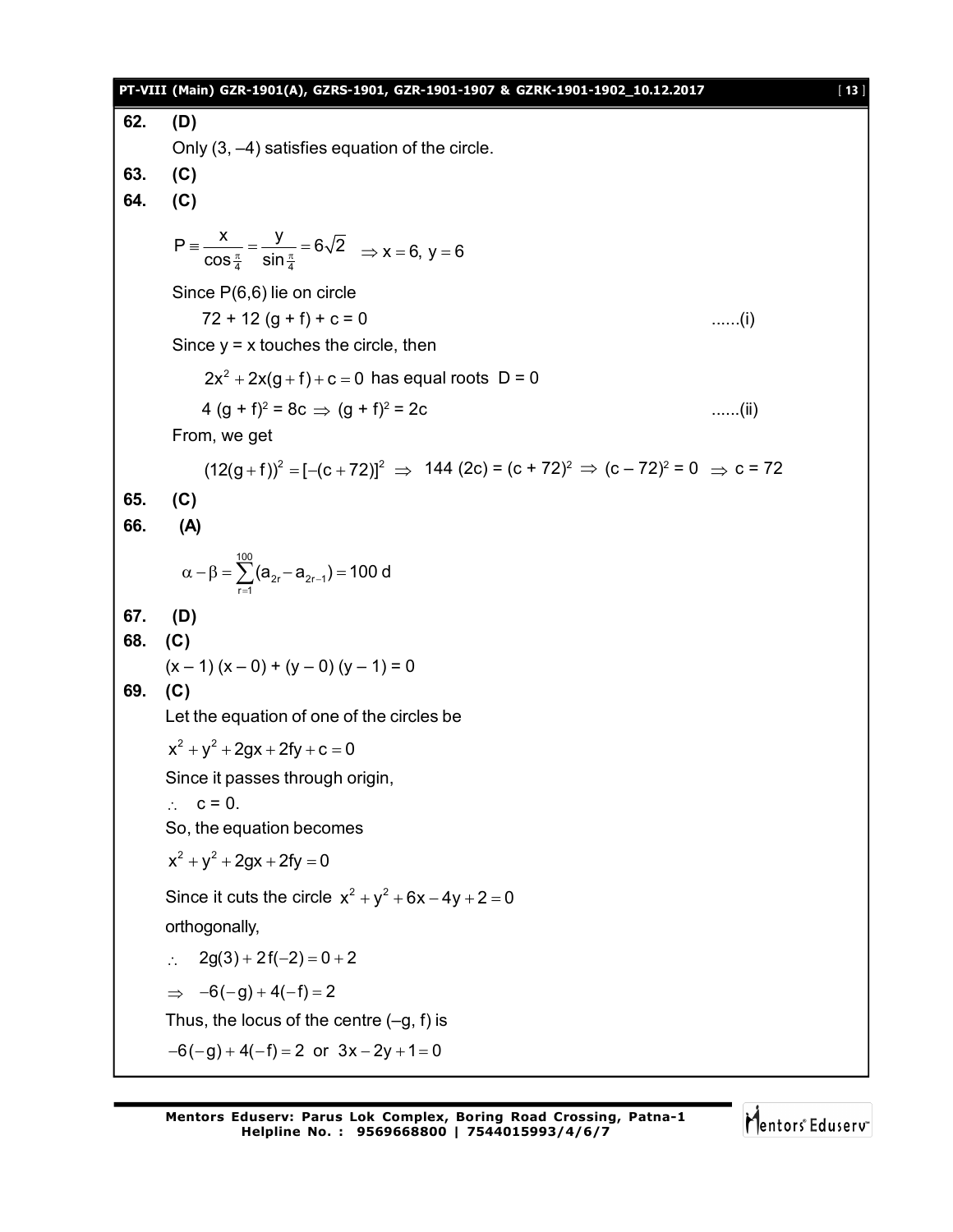**62.** **(D)**

Only (3, –4) satisfies equation of the circle.

**63.** **(C)**

**64.** **(C)**

$$P \equiv \frac{x}{\cos\frac{\pi}{4}} = \frac{y}{\sin\frac{\pi}{4}} = 6\sqrt{2} \quad \Rightarrow x = 6,\ y = 6$$

Since P(6,6) lie on circle

$72 + 12(g + f) + c = 0$ ......(i)

Since y = x touches the circle, then

$2x^2 + 2x(g+f) + c = 0$ has equal roots D = 0

$4(g + f)^2 = 8c \Rightarrow (g + f)^2 = 2c$ ......(ii)

From, we get

$(12(g+f))^2 = [-(c+72)]^2 \Rightarrow 144(2c) = (c + 72)^2 \Rightarrow (c - 72)^2 = 0 \Rightarrow c = 72$

**65.** **(C)**

**66.** **(A)**

$$\alpha - \beta = \sum_{r=1}^{100}(a_{2r} - a_{2r-1}) = 100\,d$$

**67.** **(D)**

**68.** **(C)**

$(x - 1)(x - 0) + (y - 0)(y - 1) = 0$

**69.** **(C)**

Let the equation of one of the circles be

$x^2 + y^2 + 2gx + 2fy + c = 0$

Since it passes through origin,

$\therefore$ c = 0.

So, the equation becomes

$x^2 + y^2 + 2gx + 2fy = 0$

Since it cuts the circle $x^2 + y^2 + 6x - 4y + 2 = 0$

orthogonally,

$\therefore \quad 2g(3) + 2f(-2) = 0 + 2$

$\Rightarrow \quad -6(-g) + 4(-f) = 2$

Thus, the locus of the centre (–g, f) is

$-6(-g) + 4(-f) = 2$ or $3x - 2y + 1 = 0$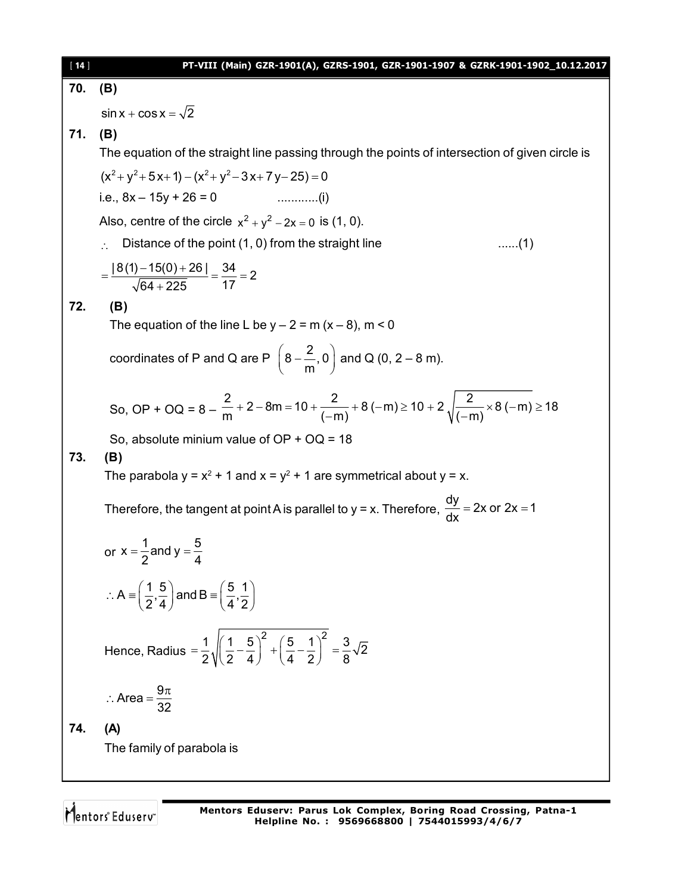**70. (B)**

$\sin x + \cos x = \sqrt{2}$

**71. (B)**

The equation of the straight line passing through the points of intersection of given circle is

$(x^2 + y^2 + 5x + 1) - (x^2 + y^2 - 3x + 7y - 25) = 0$

i.e., $8x - 15y + 26 = 0$ ............(i)

Also, centre of the circle $x^2 + y^2 - 2x = 0$ is (1, 0).

$\therefore$ Distance of the point (1, 0) from the straight line ......(1)

$$= \frac{|8(1) - 15(0) + 26|}{\sqrt{64 + 225}} = \frac{34}{17} = 2$$

**72. (B)**

The equation of the line L be $y - 2 = m(x - 8)$, $m < 0$

coordinates of P and Q are P $\left(8 - \frac{2}{m}, 0\right)$ and Q $(0, 2 - 8m)$.

So, OP + OQ = $8 - \frac{2}{m} + 2 - 8m = 10 + \frac{2}{(-m)} + 8(-m) \geq 10 + 2\sqrt{\frac{2}{(-m)} \times 8(-m)} \geq 18$

So, absolute minium value of OP + OQ = 18

**73. (B)**

The parabola $y = x^2 + 1$ and $x = y^2 + 1$ are symmetrical about $y = x$.

Therefore, the tangent at point A is parallel to $y = x$. Therefore, $\frac{dy}{dx} = 2x$ or $2x = 1$

or $x = \frac{1}{2}$ and $y = \frac{5}{4}$

$\therefore A \equiv \left(\frac{1}{2}, \frac{5}{4}\right)$ and $B \equiv \left(\frac{5}{4}, \frac{1}{2}\right)$

Hence, Radius $= \frac{1}{2}\sqrt{\left(\frac{1}{2} - \frac{5}{4}\right)^2 + \left(\frac{5}{4} - \frac{1}{2}\right)^2} = \frac{3}{8}\sqrt{2}$

$\therefore$ Area $= \frac{9\pi}{32}$

**74. (A)**

The family of parabola is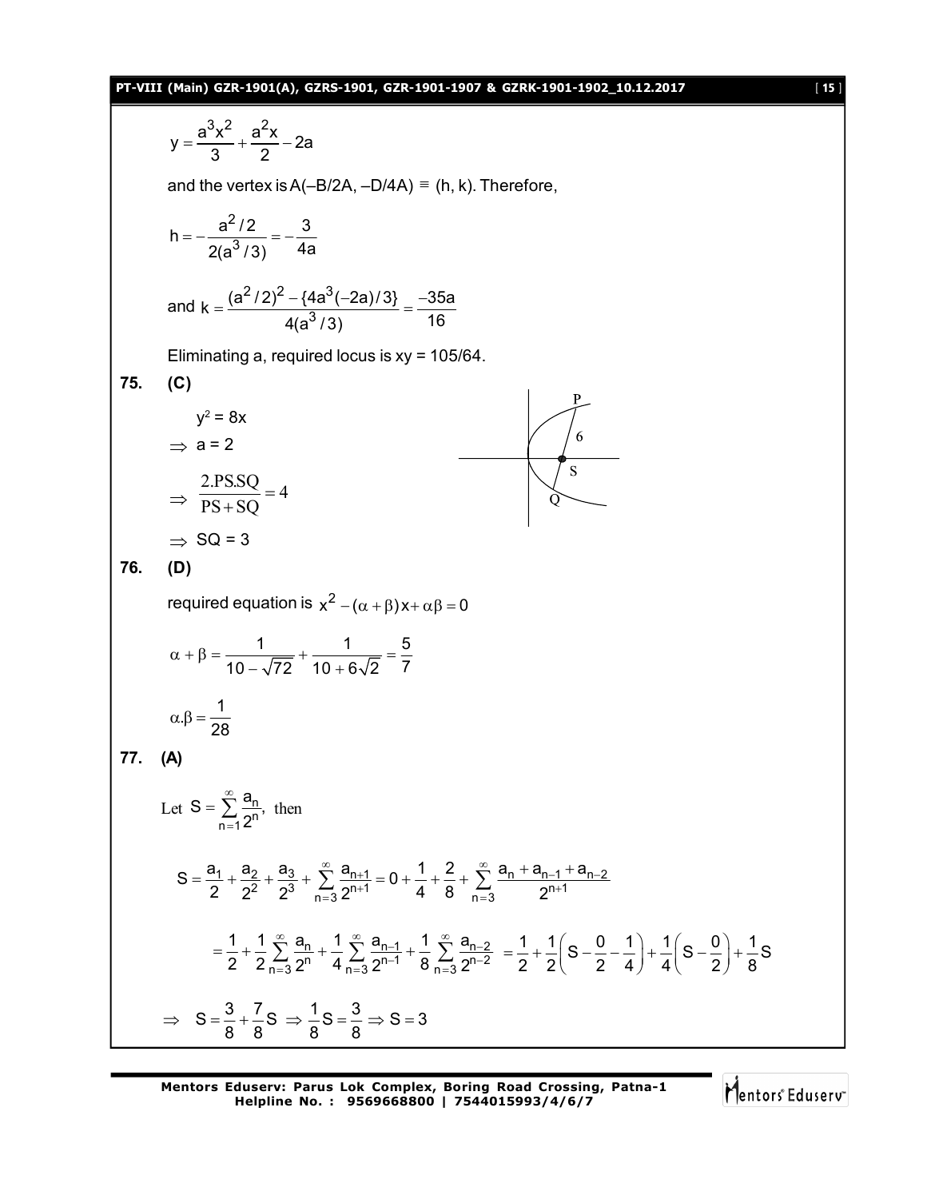$$y = \frac{a^3x^2}{3} + \frac{a^2x}{2} - 2a$$

and the vertex is $A(-B/2A, -D/4A) \equiv (h, k)$. Therefore,

$$h = -\frac{a^2/2}{2(a^3/3)} = -\frac{3}{4a}$$

and $k = \dfrac{(a^2/2)^2 - \{4a^3(-2a)/3\}}{4(a^3/3)} = \dfrac{-35a}{16}$

Eliminating a, required locus is xy = 105/64.

**75. (C)**

$y^2 = 8x$

$\Rightarrow a = 2$

$\Rightarrow \dfrac{2.PS.SQ}{PS + SQ} = 4$

$\Rightarrow SQ = 3$

**76. (D)**

required equation is $x^2 - (\alpha + \beta)x + \alpha\beta = 0$

$$\alpha + \beta = \frac{1}{10 - \sqrt{72}} + \frac{1}{10 + 6\sqrt{2}} = \frac{5}{7}$$

$$\alpha.\beta = \frac{1}{28}$$

**77. (A)**

Let $S = \sum_{n=1}^{\infty} \frac{a_n}{2^n}$, then

$$S = \frac{a_1}{2} + \frac{a_2}{2^2} + \frac{a_3}{2^3} + \sum_{n=3}^{\infty} \frac{a_{n+1}}{2^{n+1}} = 0 + \frac{1}{4} + \frac{2}{8} + \sum_{n=3}^{\infty} \frac{a_n + a_{n-1} + a_{n-2}}{2^{n+1}}$$

$$= \frac{1}{2} + \frac{1}{2}\sum_{n=3}^{\infty} \frac{a_n}{2^n} + \frac{1}{4}\sum_{n=3}^{\infty} \frac{a_{n-1}}{2^{n-1}} + \frac{1}{8}\sum_{n=3}^{\infty} \frac{a_{n-2}}{2^{n-2}} = \frac{1}{2} + \frac{1}{2}\left(S - \frac{0}{2} - \frac{1}{4}\right) + \frac{1}{4}\left(S - \frac{0}{2}\right) + \frac{1}{8}S$$

$$\Rightarrow \quad S = \frac{3}{8} + \frac{7}{8}S \Rightarrow \frac{1}{8}S = \frac{3}{8} \Rightarrow S = 3$$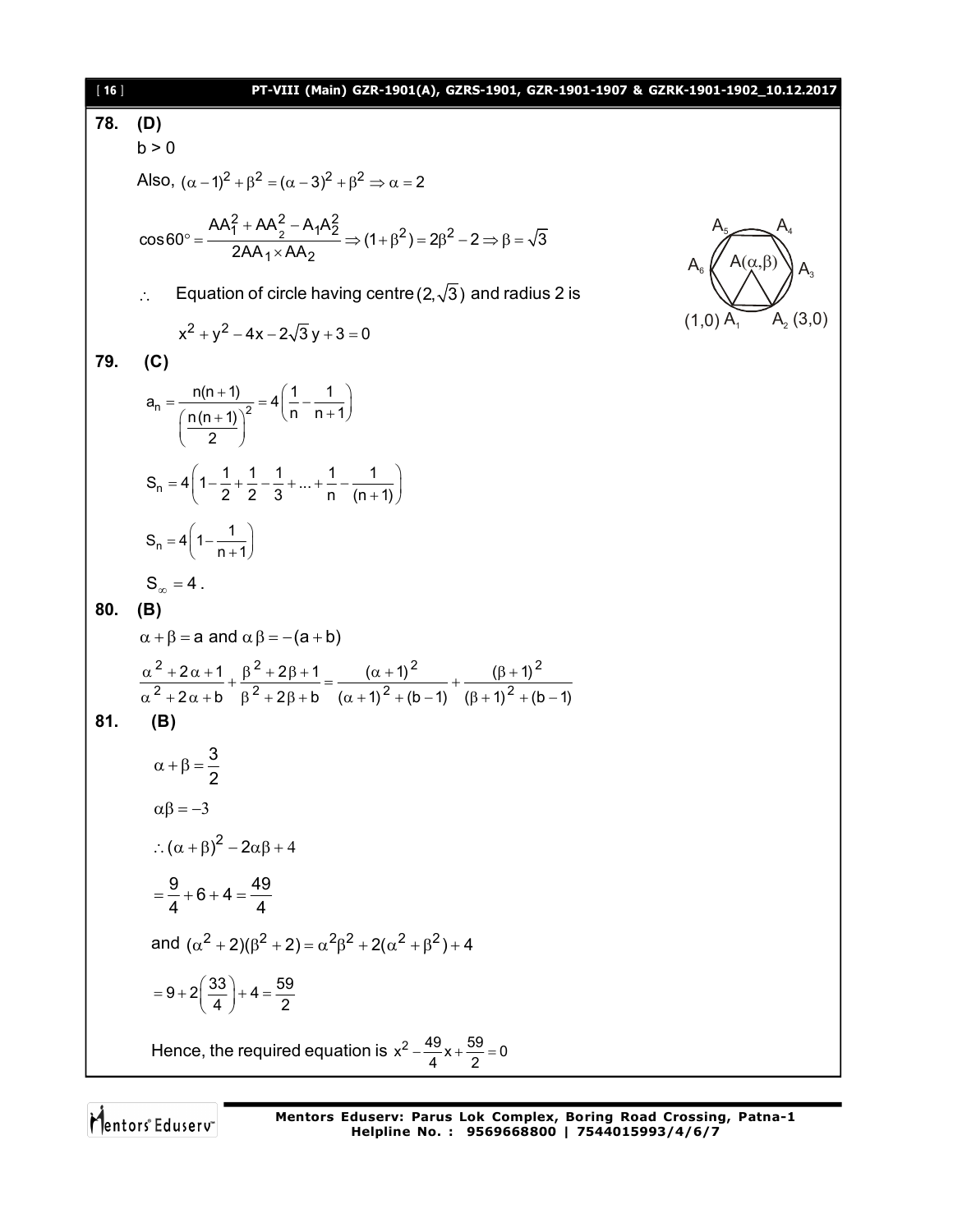**78. (D)**

b > 0

Also, $(\alpha-1)^2+\beta^2=(\alpha-3)^2+\beta^2 \Rightarrow \alpha=2$

$$\cos 60^\circ = \frac{AA_1^2+AA_2^2-A_1A_2^2}{2AA_1\times AA_2} \Rightarrow (1+\beta^2)=2\beta^2-2 \Rightarrow \beta=\sqrt{3}$$

$\therefore$ Equation of circle having centre $(2,\sqrt{3})$ and radius 2 is

$$x^2+y^2-4x-2\sqrt{3}\,y+3=0$$

$A_5$, $A_4$, $A_6$, $A(\alpha,\beta)$, $A_3$, $(1,0)\ A_1$, $A_2\ (3,0)$

**79. (C)**

$$a_n=\frac{n(n+1)}{\left(\frac{n(n+1)}{2}\right)^2}=4\left(\frac{1}{n}-\frac{1}{n+1}\right)$$

$$S_n=4\left(1-\frac{1}{2}+\frac{1}{2}-\frac{1}{3}+...+\frac{1}{n}-\frac{1}{(n+1)}\right)$$

$$S_n=4\left(1-\frac{1}{n+1}\right)$$

$S_\infty=4$.

**80. (B)**

$\alpha+\beta=a$ and $\alpha\beta=-(a+b)$

$$\frac{\alpha^2+2\alpha+1}{\alpha^2+2\alpha+b}+\frac{\beta^2+2\beta+1}{\beta^2+2\beta+b}=\frac{(\alpha+1)^2}{(\alpha+1)^2+(b-1)}+\frac{(\beta+1)^2}{(\beta+1)^2+(b-1)}$$

**81. (B)**

$$\alpha+\beta=\frac{3}{2}$$

$$\alpha\beta=-3$$

$$\therefore(\alpha+\beta)^2-2\alpha\beta+4$$

$$=\frac{9}{4}+6+4=\frac{49}{4}$$

and $(\alpha^2+2)(\beta^2+2)=\alpha^2\beta^2+2(\alpha^2+\beta^2)+4$

$$=9+2\left(\frac{33}{4}\right)+4=\frac{59}{2}$$

Hence, the required equation is $x^2-\frac{49}{4}x+\frac{59}{2}=0$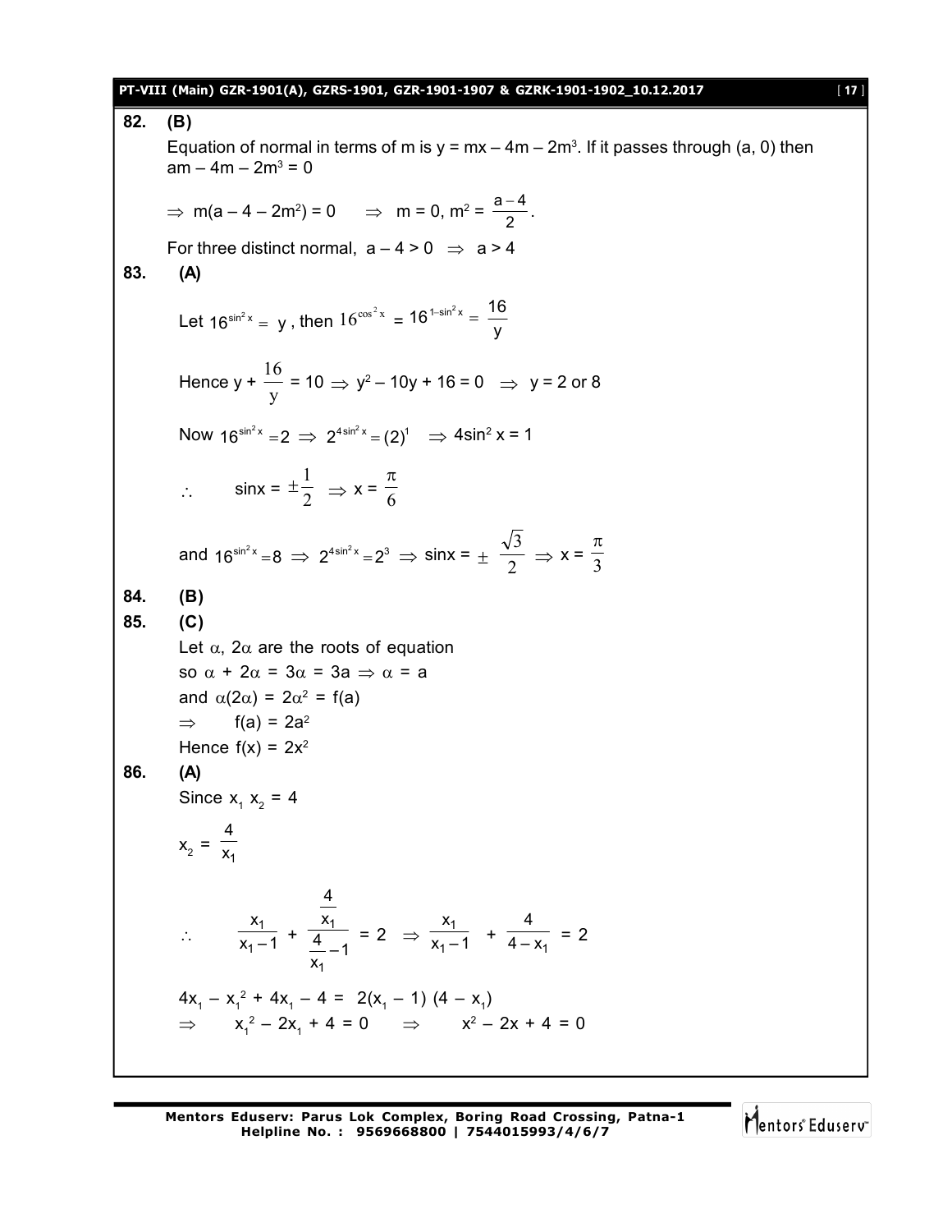**82. (B)**

Equation of normal in terms of m is $y = mx - 4m - 2m^3$. If it passes through (a, 0) then $am - 4m - 2m^3 = 0$

$\Rightarrow m(a - 4 - 2m^2) = 0 \quad \Rightarrow \quad m = 0, m^2 = \dfrac{a-4}{2}$.

For three distinct normal, $a - 4 > 0 \Rightarrow a > 4$

**83. (A)**

Let $16^{\sin^2 x} = y$, then $16^{\cos^2 x} = 16^{1-\sin^2 x} = \dfrac{16}{y}$

Hence $y + \dfrac{16}{y} = 10 \Rightarrow y^2 - 10y + 16 = 0 \Rightarrow y = 2$ or $8$

Now $16^{\sin^2 x} = 2 \Rightarrow 2^{4\sin^2 x} = (2)^1 \Rightarrow 4\sin^2 x = 1$

$\therefore \quad \sin x = \pm\dfrac{1}{2} \Rightarrow x = \dfrac{\pi}{6}$

and $16^{\sin^2 x} = 8 \Rightarrow 2^{4\sin^2 x} = 2^3 \Rightarrow \sin x = \pm\dfrac{\sqrt{3}}{2} \Rightarrow x = \dfrac{\pi}{3}$

**84. (B)**

**85. (C)**

Let $\alpha$, $2\alpha$ are the roots of equation

so $\alpha + 2\alpha = 3\alpha = 3a \Rightarrow \alpha = a$

and $\alpha(2\alpha) = 2\alpha^2 = f(a)$

$\Rightarrow \quad f(a) = 2a^2$

Hence $f(x) = 2x^2$

**86. (A)**

Since $x_1 x_2 = 4$

$x_2 = \dfrac{4}{x_1}$

$\therefore \quad \dfrac{x_1}{x_1 - 1} + \dfrac{\frac{4}{x_1}}{\frac{4}{x_1} - 1} = 2 \Rightarrow \dfrac{x_1}{x_1 - 1} + \dfrac{4}{4 - x_1} = 2$

$4x_1 - x_1^2 + 4x_1 - 4 = 2(x_1 - 1)(4 - x_1)$

$\Rightarrow \quad x_1^2 - 2x_1 + 4 = 0 \quad \Rightarrow \quad x^2 - 2x + 4 = 0$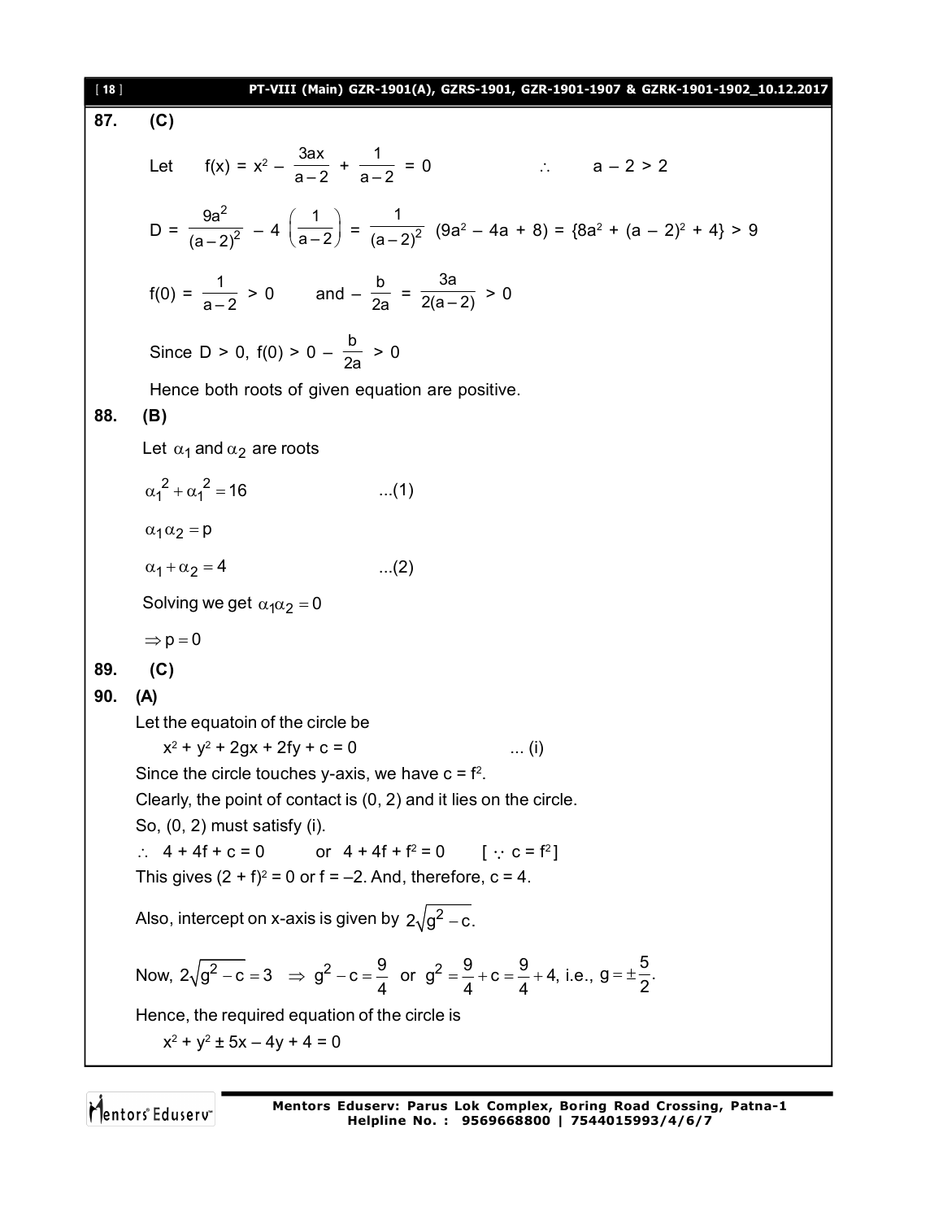**87. (C)**

Let $f(x) = x^2 - \frac{3ax}{a-2} + \frac{1}{a-2} = 0$ $\therefore$ $a - 2 > 2$

$D = \frac{9a^2}{(a-2)^2} - 4\left(\frac{1}{a-2}\right) = \frac{1}{(a-2)^2}(9a^2 - 4a + 8) = \{8a^2 + (a-2)^2 + 4\} > 9$

$f(0) = \frac{1}{a-2} > 0$ and $-\frac{b}{2a} = \frac{3a}{2(a-2)} > 0$

Since $D > 0$, $f(0) > 0$ $-\frac{b}{2a} > 0$

Hence both roots of given equation are positive.

**88. (B)**

Let $\alpha_1$ and $\alpha_2$ are roots

$\alpha_1^2 + \alpha_1^2 = 16$ ...(1)

$\alpha_1\alpha_2 = p$

$\alpha_1 + \alpha_2 = 4$ ...(2)

Solving we get $\alpha_1\alpha_2 = 0$

$\Rightarrow p = 0$

**89. (C)**

**90. (A)**

Let the equatoin of the circle be

$x^2 + y^2 + 2gx + 2fy + c = 0$ ... (i)

Since the circle touches y-axis, we have $c = f^2$.

Clearly, the point of contact is (0, 2) and it lies on the circle.

So, (0, 2) must satisfy (i).

$\therefore$ $4 + 4f + c = 0$ or $4 + 4f + f^2 = 0$ $[\because c = f^2]$

This gives $(2 + f)^2 = 0$ or $f = -2$. And, therefore, $c = 4$.

Also, intercept on x-axis is given by $2\sqrt{g^2 - c}$.

Now, $2\sqrt{g^2 - c} = 3 \Rightarrow g^2 - c = \frac{9}{4}$ or $g^2 = \frac{9}{4} + c = \frac{9}{4} + 4$, i.e., $g = \pm\frac{5}{2}$.

Hence, the required equation of the circle is

$x^2 + y^2 \pm 5x - 4y + 4 = 0$